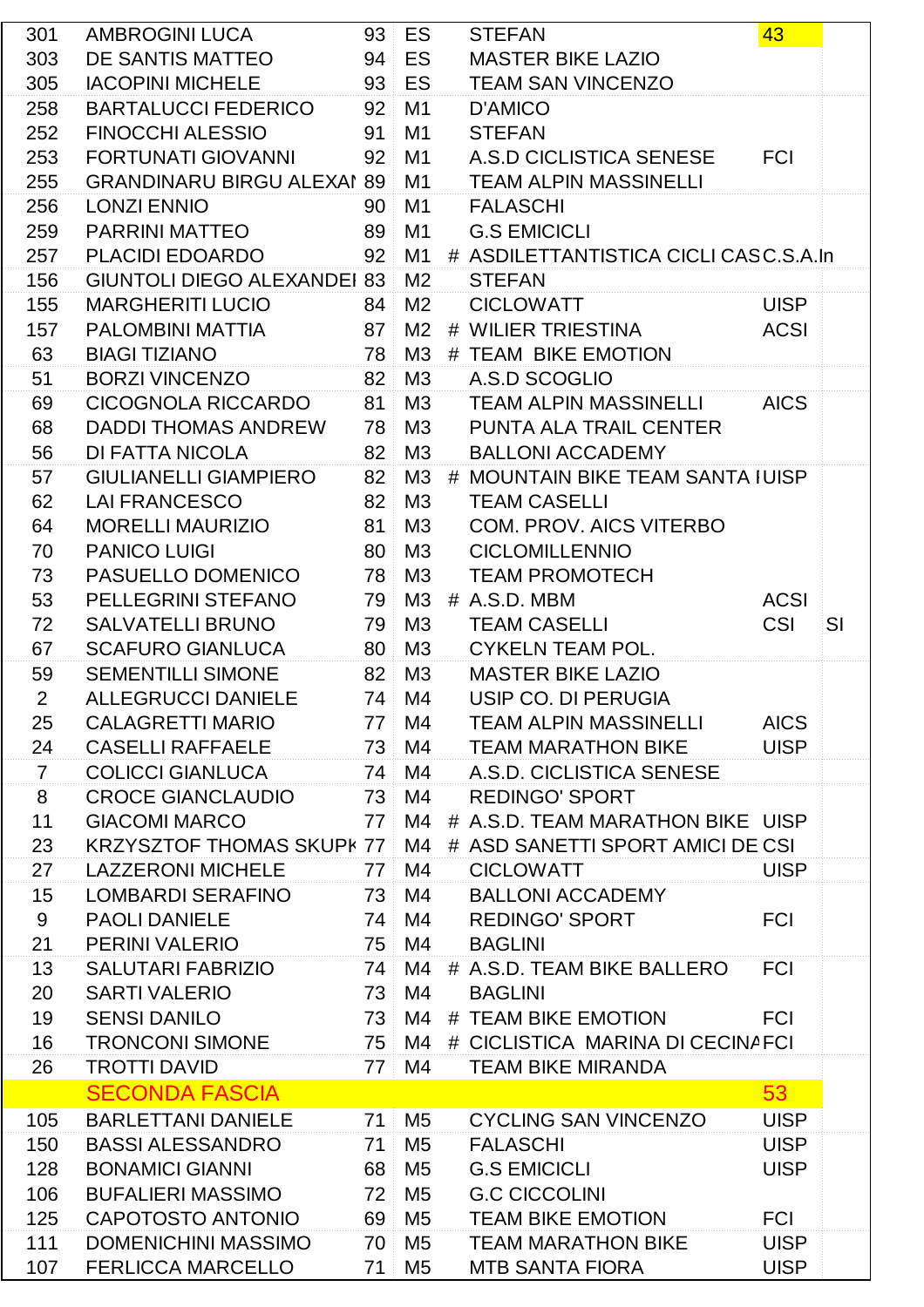| | | | | | | | |
|---|---|---|---|---|---|---|---|
| 301 | AMBROGINI LUCA | 93 | ES | | STEFAN | 43 | |
| 303 | DE SANTIS MATTEO | 94 | ES | | MASTER BIKE LAZIO | | |
| 305 | IACOPINI MICHELE | 93 | ES | | TEAM SAN VINCENZO | | |
| 258 | BARTALUCCI FEDERICO | 92 | M1 | | D'AMICO | | |
| 252 | FINOCCHI ALESSIO | 91 | M1 | | STEFAN | | |
| 253 | FORTUNATI GIOVANNI | 92 | M1 | | A.S.D CICLISTICA SENESE | FCI | |
| 255 | GRANDINARU BIRGU ALEXAI | 89 | M1 | | TEAM ALPIN MASSINELLI | | |
| 256 | LONZI ENNIO | 90 | M1 | | FALASCHI | | |
| 259 | PARRINI MATTEO | 89 | M1 | | G.S EMICICLI | | |
| 257 | PLACIDI EDOARDO | 92 | M1 | # | ASDILETTANTISTICA CICLI CAS | C.S.A.In | |
| 156 | GIUNTOLI DIEGO ALEXANDEI | 83 | M2 | | STEFAN | | |
| 155 | MARGHERITI LUCIO | 84 | M2 | | CICLOWATT | UISP | |
| 157 | PALOMBINI MATTIA | 87 | M2 | # | WILIER TRIESTINA | ACSI | |
| 63 | BIAGI TIZIANO | 78 | M3 | # | TEAM BIKE EMOTION | | |
| 51 | BORZI VINCENZO | 82 | M3 | | A.S.D SCOGLIO | | |
| 69 | CICOGNOLA RICCARDO | 81 | M3 | | TEAM ALPIN MASSINELLI | AICS | |
| 68 | DADDI THOMAS ANDREW | 78 | M3 | | PUNTA ALA TRAIL CENTER | | |
| 56 | DI FATTA NICOLA | 82 | M3 | | BALLONI ACCADEMY | | |
| 57 | GIULIANELLI GIAMPIERO | 82 | M3 | # | MOUNTAIN BIKE TEAM SANTA I | UISP | |
| 62 | LAI FRANCESCO | 82 | M3 | | TEAM CASELLI | | |
| 64 | MORELLI MAURIZIO | 81 | M3 | | COM. PROV. AICS VITERBO | | |
| 70 | PANICO LUIGI | 80 | M3 | | CICLOMILLENNIO | | |
| 73 | PASUELLO DOMENICO | 78 | M3 | | TEAM PROMOTECH | | |
| 53 | PELLEGRINI STEFANO | 79 | M3 | # | A.S.D. MBM | ACSI | |
| 72 | SALVATELLI BRUNO | 79 | M3 | | TEAM CASELLI | CSI | SI |
| 67 | SCAFURO GIANLUCA | 80 | M3 | | CYKELN TEAM POL. | | |
| 59 | SEMENTILLI SIMONE | 82 | M3 | | MASTER BIKE LAZIO | | |
| 2 | ALLEGRUCCI DANIELE | 74 | M4 | | USIP CO. DI PERUGIA | | |
| 25 | CALAGRETTI MARIO | 77 | M4 | | TEAM ALPIN MASSINELLI | AICS | |
| 24 | CASELLI RAFFAELE | 73 | M4 | | TEAM MARATHON BIKE | UISP | |
| 7 | COLICCI GIANLUCA | 74 | M4 | | A.S.D. CICLISTICA SENESE | | |
| 8 | CROCE GIANCLAUDIO | 73 | M4 | | REDINGO' SPORT | | |
| 11 | GIACOMI MARCO | 77 | M4 | # | A.S.D. TEAM MARATHON BIKE | UISP | |
| 23 | KRZYSZTOF THOMAS SKUPK | 77 | M4 | # | ASD SANETTI SPORT AMICI DE | CSI | |
| 27 | LAZZERONI MICHELE | 77 | M4 | | CICLOWATT | UISP | |
| 15 | LOMBARDI SERAFINO | 73 | M4 | | BALLONI ACCADEMY | | |
| 9 | PAOLI DANIELE | 74 | M4 | | REDINGO' SPORT | FCI | |
| 21 | PERINI VALERIO | 75 | M4 | | BAGLINI | | |
| 13 | SALUTARI FABRIZIO | 74 | M4 | # | A.S.D. TEAM BIKE BALLERO | FCI | |
| 20 | SARTI VALERIO | 73 | M4 | | BAGLINI | | |
| 19 | SENSI DANILO | 73 | M4 | # | TEAM BIKE EMOTION | FCI | |
| 16 | TRONCONI SIMONE | 75 | M4 | # | CICLISTICA MARINA DI CECINA | FCI | |
| 26 | TROTTI DAVID | 77 | M4 | | TEAM BIKE MIRANDA | | |
| | SECONDA FASCIA | | | | | 53 | |
| 105 | BARLETTANI DANIELE | 71 | M5 | | CYCLING SAN VINCENZO | UISP | |
| 150 | BASSI ALESSANDRO | 71 | M5 | | FALASCHI | UISP | |
| 128 | BONAMICI GIANNI | 68 | M5 | | G.S EMICICLI | UISP | |
| 106 | BUFALIERI MASSIMO | 72 | M5 | | G.C CICCOLINI | | |
| 125 | CAPOTOSTO ANTONIO | 69 | M5 | | TEAM BIKE EMOTION | FCI | |
| 111 | DOMENICHINI MASSIMO | 70 | M5 | | TEAM MARATHON BIKE | UISP | |
| 107 | FERLICCA MARCELLO | 71 | M5 | | MTB SANTA FIORA | UISP | |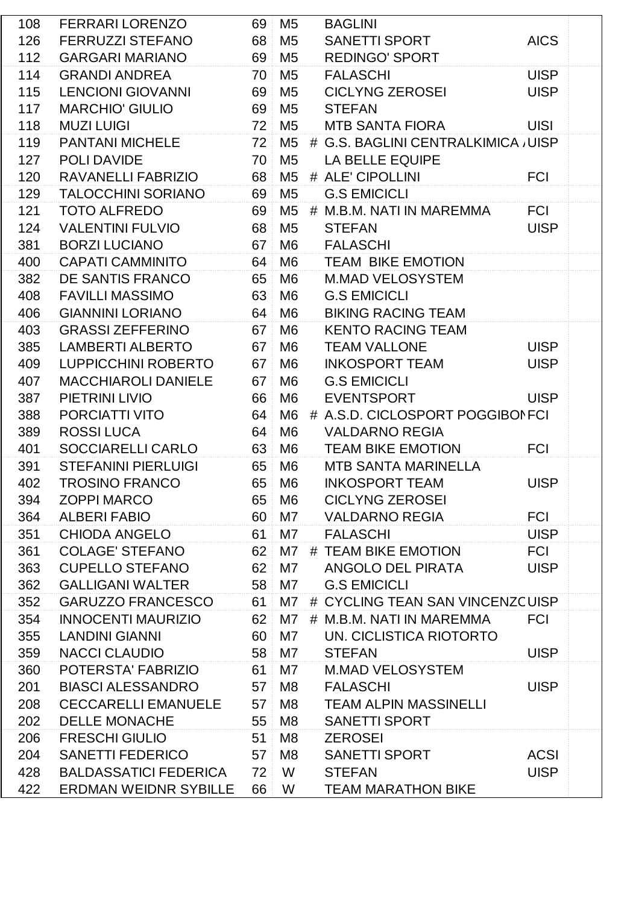| | | | | | | |
|---|---|---|---|---|---|---|
| 108 | FERRARI LORENZO | 69 | M5 | | BAGLINI | |
| 126 | FERRUZZI STEFANO | 68 | M5 | | SANETTI SPORT | AICS |
| 112 | GARGARI MARIANO | 69 | M5 | | REDINGO' SPORT | |
| 114 | GRANDI ANDREA | 70 | M5 | | FALASCHI | UISP |
| 115 | LENCIONI GIOVANNI | 69 | M5 | | CICLYNG ZEROSEI | UISP |
| 117 | MARCHIO' GIULIO | 69 | M5 | | STEFAN | |
| 118 | MUZI LUIGI | 72 | M5 | | MTB SANTA FIORA | UISI |
| 119 | PANTANI MICHELE | 72 | M5 | # | G.S. BAGLINI CENTRALKIMICA A | UISP |
| 127 | POLI DAVIDE | 70 | M5 | | LA BELLE EQUIPE | |
| 120 | RAVANELLI FABRIZIO | 68 | M5 | # | ALE' CIPOLLINI | FCI |
| 129 | TALOCCHINI SORIANO | 69 | M5 | | G.S EMICICLI | |
| 121 | TOTO ALFREDO | 69 | M5 | # | M.B.M. NATI IN MAREMMA | FCI |
| 124 | VALENTINI FULVIO | 68 | M5 | | STEFAN | UISP |
| 381 | BORZI LUCIANO | 67 | M6 | | FALASCHI | |
| 400 | CAPATI CAMMINITO | 64 | M6 | | TEAM BIKE EMOTION | |
| 382 | DE SANTIS FRANCO | 65 | M6 | | M.MAD VELOSYSTEM | |
| 408 | FAVILLI MASSIMO | 63 | M6 | | G.S EMICICLI | |
| 406 | GIANNINI LORIANO | 64 | M6 | | BIKING RACING TEAM | |
| 403 | GRASSI ZEFFERINO | 67 | M6 | | KENTO RACING TEAM | |
| 385 | LAMBERTI ALBERTO | 67 | M6 | | TEAM VALLONE | UISP |
| 409 | LUPPICCHINI ROBERTO | 67 | M6 | | INKOSPORT TEAM | UISP |
| 407 | MACCHIAROLI DANIELE | 67 | M6 | | G.S EMICICLI | |
| 387 | PIETRINI LIVIO | 66 | M6 | | EVENTSPORT | UISP |
| 388 | PORCIATTI VITO | 64 | M6 | # | A.S.D. CICLOSPORT POGGIBON | FCI |
| 389 | ROSSI LUCA | 64 | M6 | | VALDARNO REGIA | |
| 401 | SOCCIARELLI CARLO | 63 | M6 | | TEAM BIKE EMOTION | FCI |
| 391 | STEFANINI PIERLUIGI | 65 | M6 | | MTB SANTA MARINELLA | |
| 402 | TROSINO FRANCO | 65 | M6 | | INKOSPORT TEAM | UISP |
| 394 | ZOPPI MARCO | 65 | M6 | | CICLYNG ZEROSEI | |
| 364 | ALBERI FABIO | 60 | M7 | | VALDARNO REGIA | FCI |
| 351 | CHIODA ANGELO | 61 | M7 | | FALASCHI | UISP |
| 361 | COLAGE' STEFANO | 62 | M7 | # | TEAM BIKE EMOTION | FCI |
| 363 | CUPELLO STEFANO | 62 | M7 | | ANGOLO DEL PIRATA | UISP |
| 362 | GALLIGANI WALTER | 58 | M7 | | G.S EMICICLI | |
| 352 | GARUZZO FRANCESCO | 61 | M7 | # | CYCLING TEAN SAN VINCENZO | UISP |
| 354 | INNOCENTI MAURIZIO | 62 | M7 | # | M.B.M. NATI IN MAREMMA | FCI |
| 355 | LANDINI GIANNI | 60 | M7 | | UN. CICLISTICA RIOTORTO | |
| 359 | NACCI CLAUDIO | 58 | M7 | | STEFAN | UISP |
| 360 | POTERSTA' FABRIZIO | 61 | M7 | | M.MAD VELOSYSTEM | |
| 201 | BIASCI ALESSANDRO | 57 | M8 | | FALASCHI | UISP |
| 208 | CECCARELLI EMANUELE | 57 | M8 | | TEAM ALPIN MASSINELLI | |
| 202 | DELLE MONACHE | 55 | M8 | | SANETTI SPORT | |
| 206 | FRESCHI GIULIO | 51 | M8 | | ZEROSEI | |
| 204 | SANETTI FEDERICO | 57 | M8 | | SANETTI SPORT | ACSI |
| 428 | BALDASSATICI FEDERICA | 72 | W | | STEFAN | UISP |
| 422 | ERDMAN WEIDNR SYBILLE | 66 | W | | TEAM MARATHON BIKE | |